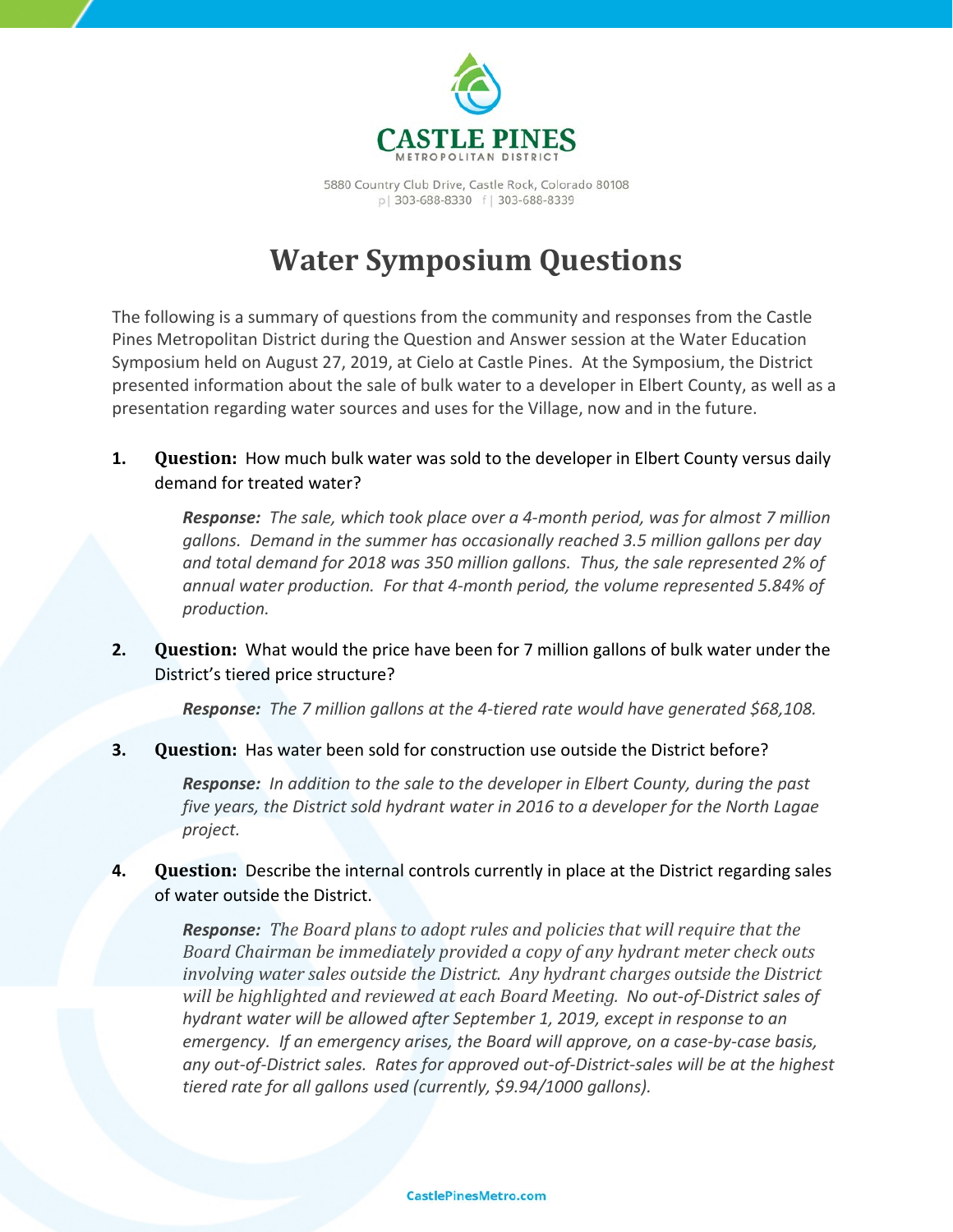**CASTLE PINES**
METROPOLITAN DISTRICT

5880 Country Club Drive, Castle Rock, Colorado 80108
p| 303-688-8330 f| 303-688-8339

# Water Symposium Questions

The following is a summary of questions from the community and responses from the Castle Pines Metropolitan District during the Question and Answer session at the Water Education Symposium held on August 27, 2019, at Cielo at Castle Pines. At the Symposium, the District presented information about the sale of bulk water to a developer in Elbert County, as well as a presentation regarding water sources and uses for the Village, now and in the future.

1. **Question:** How much bulk water was sold to the developer in Elbert County versus daily demand for treated water?

   ***Response:*** *The sale, which took place over a 4-month period, was for almost 7 million gallons. Demand in the summer has occasionally reached 3.5 million gallons per day and total demand for 2018 was 350 million gallons. Thus, the sale represented 2% of annual water production. For that 4-month period, the volume represented 5.84% of production.*

2. **Question:** What would the price have been for 7 million gallons of bulk water under the District's tiered price structure?

   ***Response:*** *The 7 million gallons at the 4-tiered rate would have generated $68,108.*

3. **Question:** Has water been sold for construction use outside the District before?

   ***Response:*** *In addition to the sale to the developer in Elbert County, during the past five years, the District sold hydrant water in 2016 to a developer for the North Lagae project.*

4. **Question:** Describe the internal controls currently in place at the District regarding sales of water outside the District.

   ***Response:*** *The Board plans to adopt rules and policies that will require that the Board Chairman be immediately provided a copy of any hydrant meter check outs involving water sales outside the District. Any hydrant charges outside the District will be highlighted and reviewed at each Board Meeting. No out-of-District sales of hydrant water will be allowed after September 1, 2019, except in response to an emergency. If an emergency arises, the Board will approve, on a case-by-case basis, any out-of-District sales. Rates for approved out-of-District-sales will be at the highest tiered rate for all gallons used (currently, $9.94/1000 gallons).*

CastlePinesMetro.com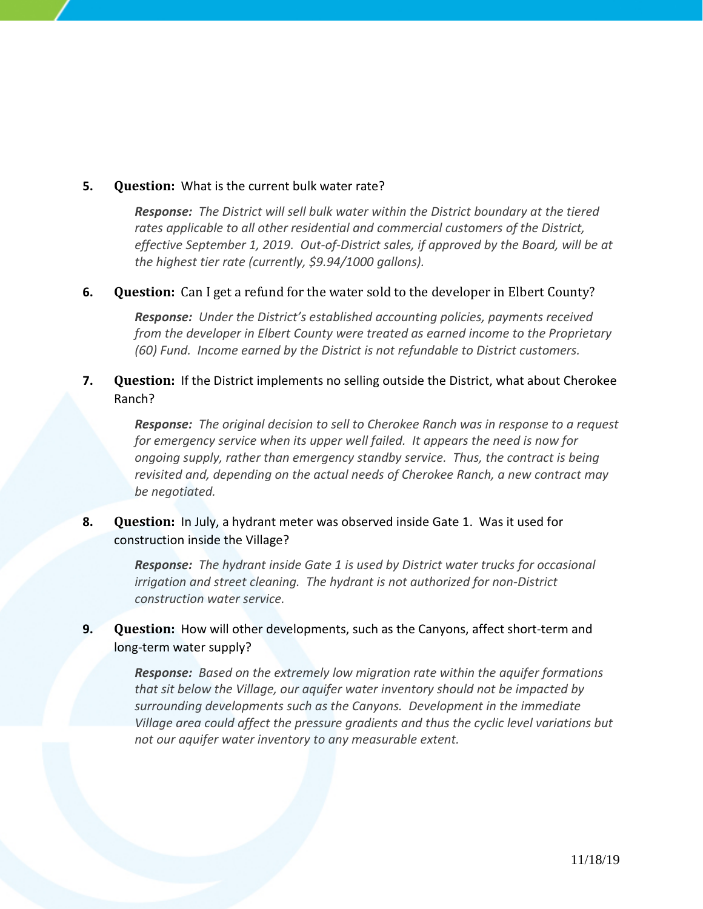**5.** **Question:** What is the current bulk water rate?

> ***Response:*** *The District will sell bulk water within the District boundary at the tiered rates applicable to all other residential and commercial customers of the District, effective September 1, 2019. Out-of-District sales, if approved by the Board, will be at the highest tier rate (currently, $9.94/1000 gallons).*

**6.** **Question:** Can I get a refund for the water sold to the developer in Elbert County?

> ***Response:*** *Under the District's established accounting policies, payments received from the developer in Elbert County were treated as earned income to the Proprietary (60) Fund. Income earned by the District is not refundable to District customers.*

**7.** **Question:** If the District implements no selling outside the District, what about Cherokee Ranch?

> ***Response:*** *The original decision to sell to Cherokee Ranch was in response to a request for emergency service when its upper well failed. It appears the need is now for ongoing supply, rather than emergency standby service. Thus, the contract is being revisited and, depending on the actual needs of Cherokee Ranch, a new contract may be negotiated.*

**8.** **Question:** In July, a hydrant meter was observed inside Gate 1. Was it used for construction inside the Village?

> ***Response:*** *The hydrant inside Gate 1 is used by District water trucks for occasional irrigation and street cleaning. The hydrant is not authorized for non-District construction water service.*

**9.** **Question:** How will other developments, such as the Canyons, affect short-term and long-term water supply?

> ***Response:*** *Based on the extremely low migration rate within the aquifer formations that sit below the Village, our aquifer water inventory should not be impacted by surrounding developments such as the Canyons. Development in the immediate Village area could affect the pressure gradients and thus the cyclic level variations but not our aquifer water inventory to any measurable extent.*

11/18/19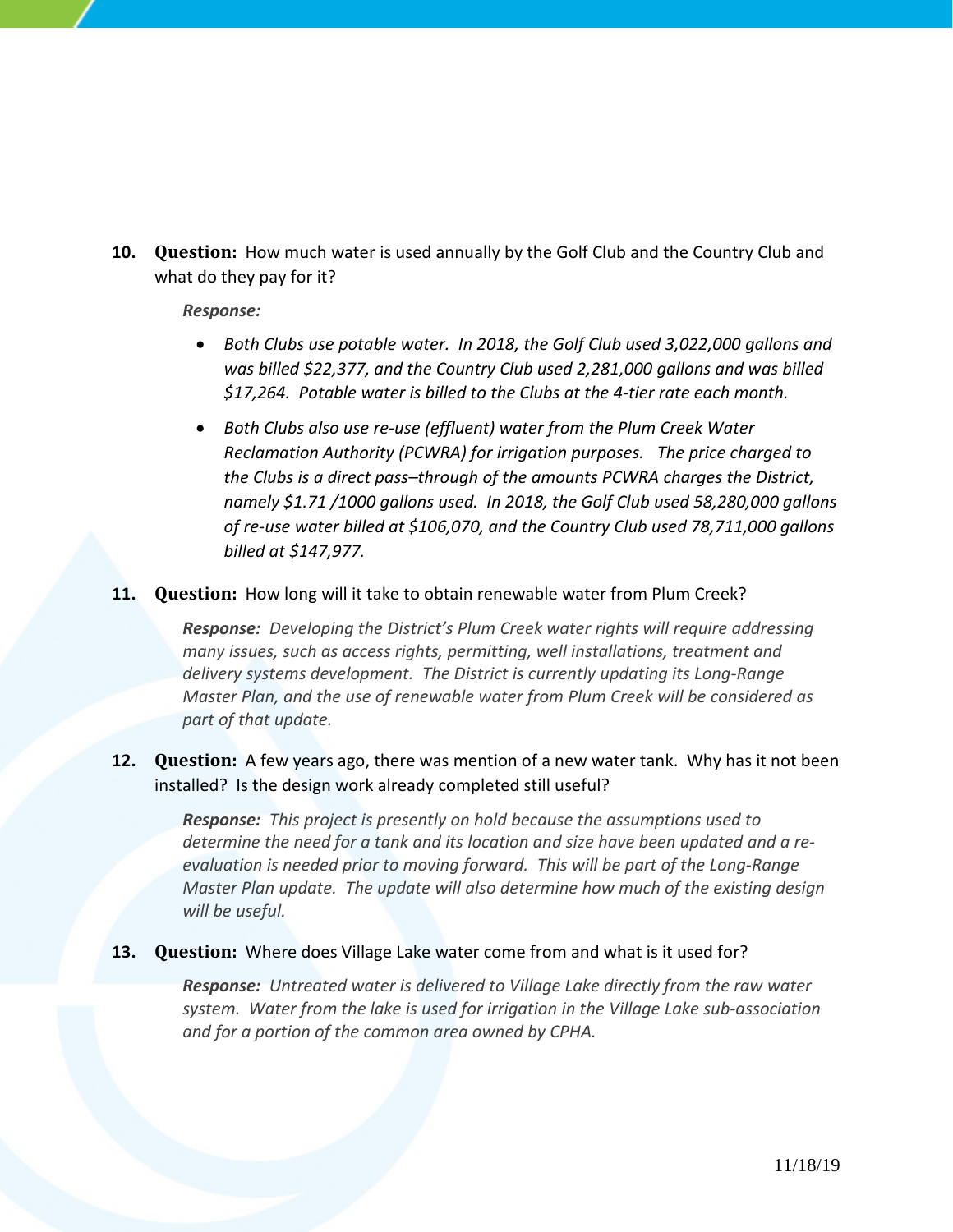10. **Question:** How much water is used annually by the Golf Club and the Country Club and what do they pay for it?

    ***Response:***

    - *Both Clubs use potable water. In 2018, the Golf Club used 3,022,000 gallons and was billed $22,377, and the Country Club used 2,281,000 gallons and was billed $17,264. Potable water is billed to the Clubs at the 4-tier rate each month.*
    - *Both Clubs also use re-use (effluent) water from the Plum Creek Water Reclamation Authority (PCWRA) for irrigation purposes. The price charged to the Clubs is a direct pass–through of the amounts PCWRA charges the District, namely $1.71 /1000 gallons used. In 2018, the Golf Club used 58,280,000 gallons of re-use water billed at $106,070, and the Country Club used 78,711,000 gallons billed at $147,977.*

11. **Question:** How long will it take to obtain renewable water from Plum Creek?

    ***Response:*** *Developing the District's Plum Creek water rights will require addressing many issues, such as access rights, permitting, well installations, treatment and delivery systems development. The District is currently updating its Long-Range Master Plan, and the use of renewable water from Plum Creek will be considered as part of that update.*

12. **Question:** A few years ago, there was mention of a new water tank. Why has it not been installed? Is the design work already completed still useful?

    ***Response:*** *This project is presently on hold because the assumptions used to determine the need for a tank and its location and size have been updated and a re-evaluation is needed prior to moving forward. This will be part of the Long-Range Master Plan update. The update will also determine how much of the existing design will be useful.*

13. **Question:** Where does Village Lake water come from and what is it used for?

    ***Response:*** *Untreated water is delivered to Village Lake directly from the raw water system. Water from the lake is used for irrigation in the Village Lake sub-association and for a portion of the common area owned by CPHA.*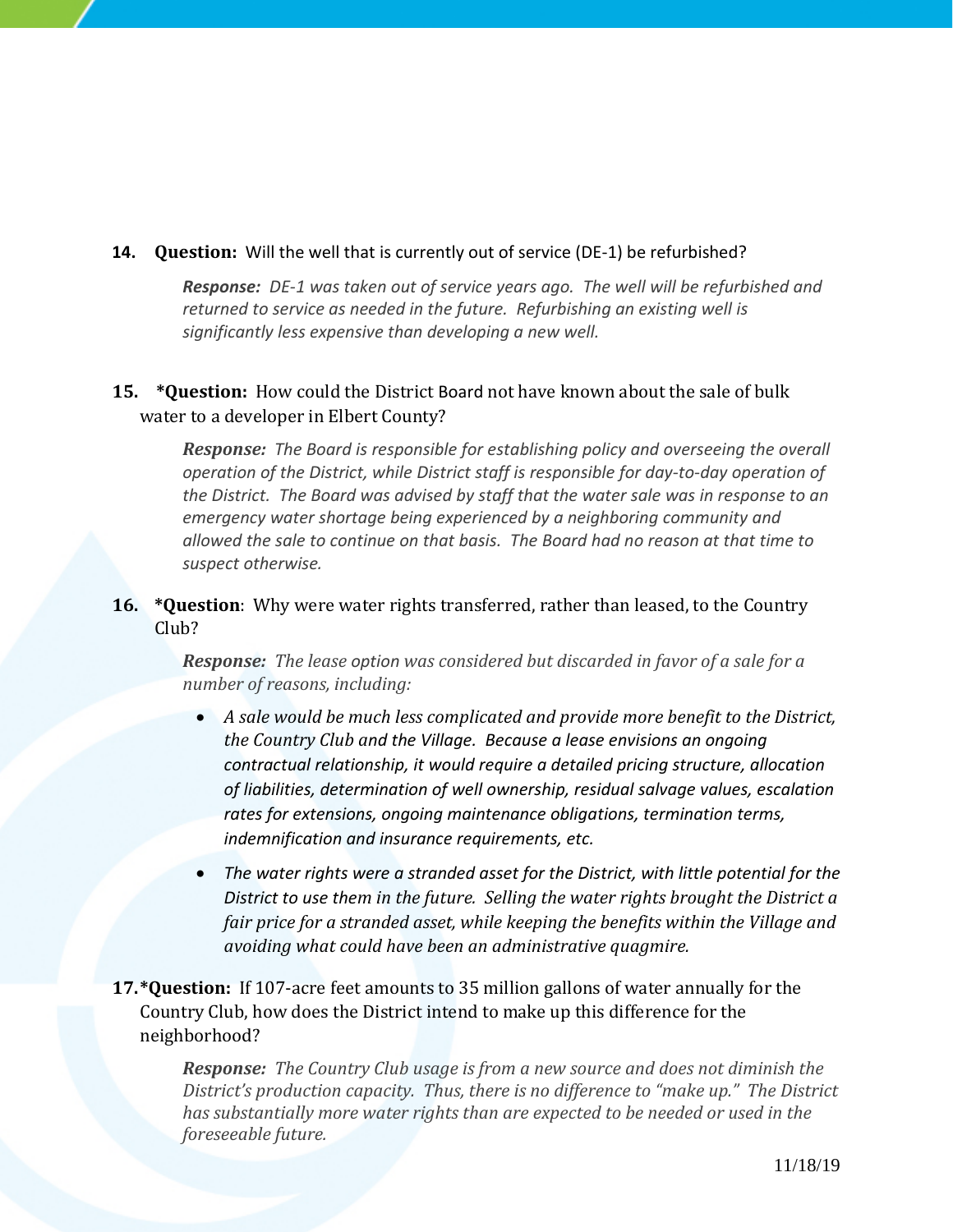**14. Question:** Will the well that is currently out of service (DE-1) be refurbished?

> ***Response:*** *DE-1 was taken out of service years ago. The well will be refurbished and returned to service as needed in the future. Refurbishing an existing well is significantly less expensive than developing a new well.*

**15. *Question:** How could the District Board not have known about the sale of bulk water to a developer in Elbert County?

> ***Response:*** *The Board is responsible for establishing policy and overseeing the overall operation of the District, while District staff is responsible for day-to-day operation of the District. The Board was advised by staff that the water sale was in response to an emergency water shortage being experienced by a neighboring community and allowed the sale to continue on that basis. The Board had no reason at that time to suspect otherwise.*

**16. *Question**: Why were water rights transferred, rather than leased, to the Country Club?

> ***Response:*** *The lease option was considered but discarded in favor of a sale for a number of reasons, including:*
>
> - *A sale would be much less complicated and provide more benefit to the District, the Country Club and the Village. Because a lease envisions an ongoing contractual relationship, it would require a detailed pricing structure, allocation of liabilities, determination of well ownership, residual salvage values, escalation rates for extensions, ongoing maintenance obligations, termination terms, indemnification and insurance requirements, etc.*
> - *The water rights were a stranded asset for the District, with little potential for the District to use them in the future. Selling the water rights brought the District a fair price for a stranded asset, while keeping the benefits within the Village and avoiding what could have been an administrative quagmire.*

**17. *Question:** If 107-acre feet amounts to 35 million gallons of water annually for the Country Club, how does the District intend to make up this difference for the neighborhood?

> ***Response:*** *The Country Club usage is from a new source and does not diminish the District's production capacity. Thus, there is no difference to "make up." The District has substantially more water rights than are expected to be needed or used in the foreseeable future.*

11/18/19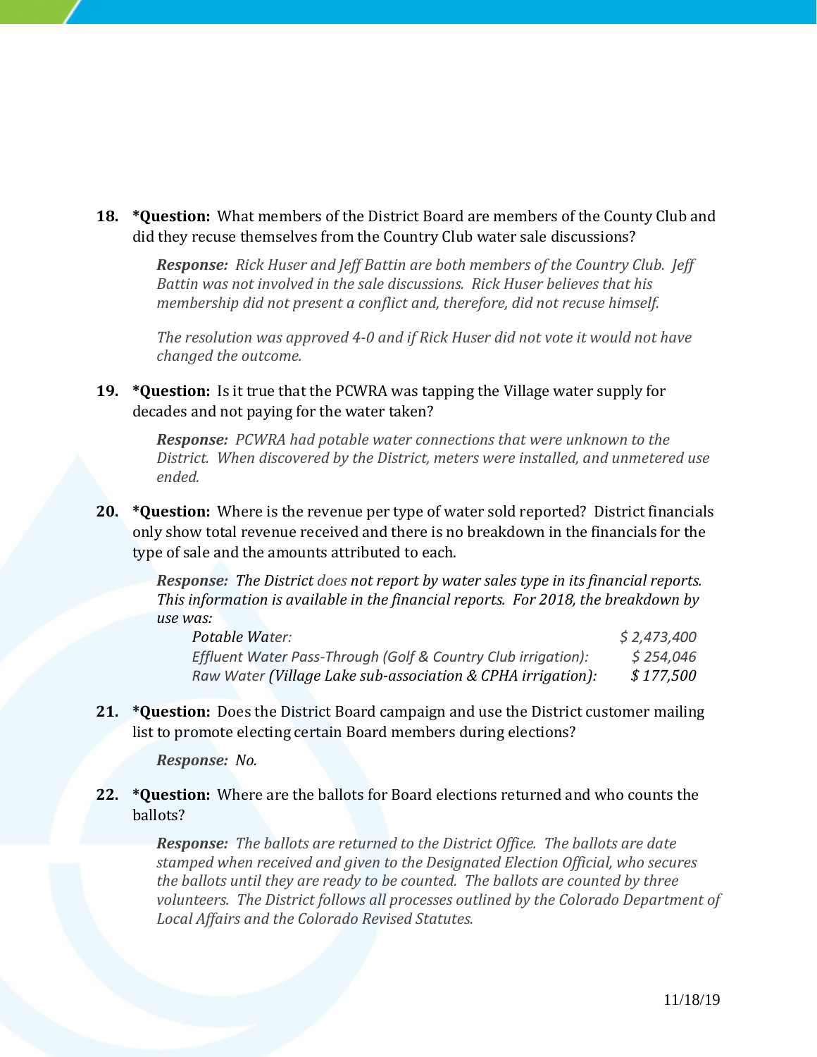18. **\*Question:** What members of the District Board are members of the County Club and did they recuse themselves from the Country Club water sale discussions?

    ***Response:*** *Rick Huser and Jeff Battin are both members of the Country Club. Jeff Battin was not involved in the sale discussions. Rick Huser believes that his membership did not present a conflict and, therefore, did not recuse himself.*

    *The resolution was approved 4-0 and if Rick Huser did not vote it would not have changed the outcome.*

19. **\*Question:** Is it true that the PCWRA was tapping the Village water supply for decades and not paying for the water taken?

    ***Response:*** *PCWRA had potable water connections that were unknown to the District. When discovered by the District, meters were installed, and unmetered use ended.*

20. **\*Question:** Where is the revenue per type of water sold reported? District financials only show total revenue received and there is no breakdown in the financials for the type of sale and the amounts attributed to each.

    ***Response:*** *The District does not report by water sales type in its financial reports. This information is available in the financial reports. For 2018, the breakdown by use was:*

    | | |
    |---|---|
    | *Potable Water:* | *$ 2,473,400* |
    | *Effluent Water Pass-Through (Golf & Country Club irrigation):* | *$ 254,046* |
    | *Raw Water (Village Lake sub-association & CPHA irrigation):* | *$ 177,500* |

21. **\*Question:** Does the District Board campaign and use the District customer mailing list to promote electing certain Board members during elections?

    ***Response:*** *No.*

22. **\*Question:** Where are the ballots for Board elections returned and who counts the ballots?

    ***Response:*** *The ballots are returned to the District Office. The ballots are date stamped when received and given to the Designated Election Official, who secures the ballots until they are ready to be counted. The ballots are counted by three volunteers. The District follows all processes outlined by the Colorado Department of Local Affairs and the Colorado Revised Statutes.*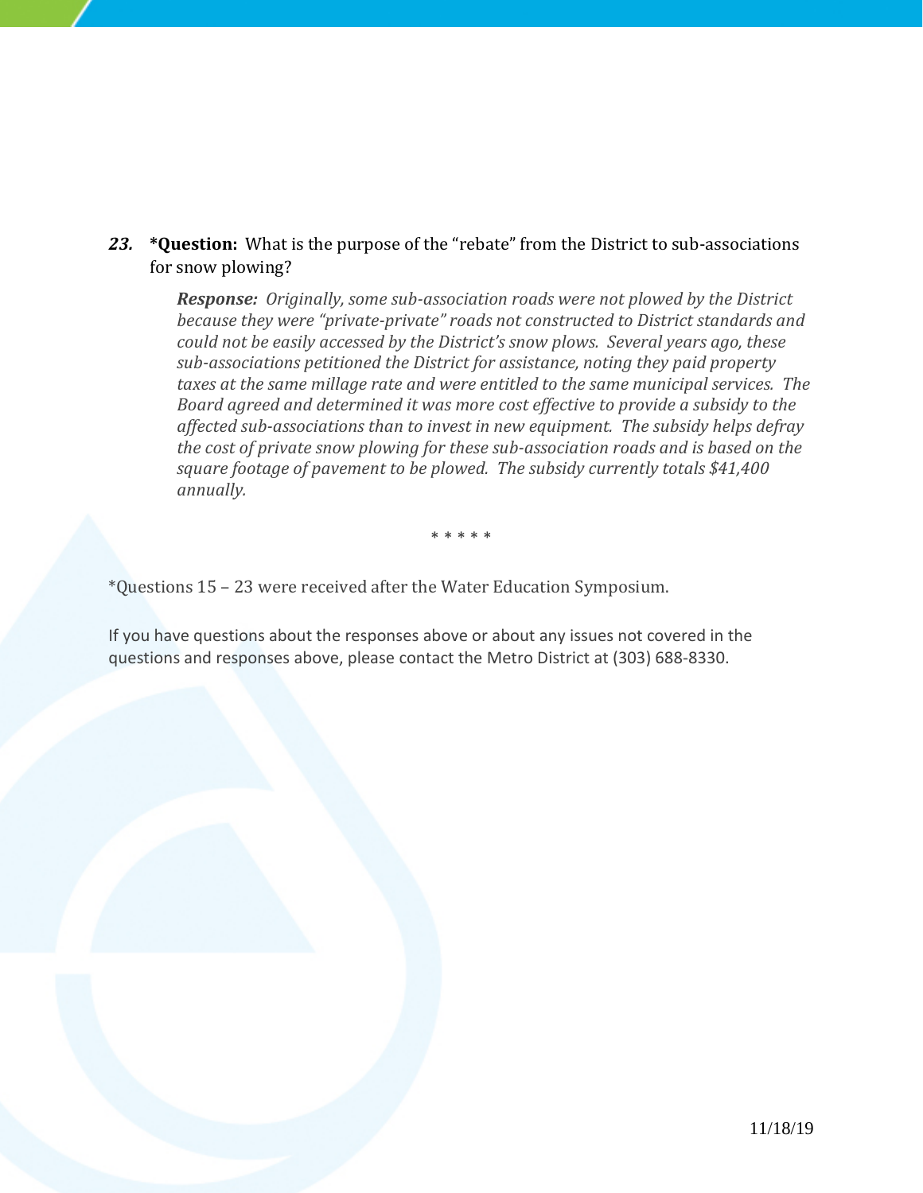***23.*** **\*Question:** What is the purpose of the "rebate" from the District to sub-associations for snow plowing?

> ***Response:*** *Originally, some sub-association roads were not plowed by the District because they were "private-private" roads not constructed to District standards and could not be easily accessed by the District's snow plows. Several years ago, these sub-associations petitioned the District for assistance, noting they paid property taxes at the same millage rate and were entitled to the same municipal services. The Board agreed and determined it was more cost effective to provide a subsidy to the affected sub-associations than to invest in new equipment. The subsidy helps defray the cost of private snow plowing for these sub-association roads and is based on the square footage of pavement to be plowed. The subsidy currently totals $41,400 annually.*

\* \* \* \* \*

\*Questions 15 – 23 were received after the Water Education Symposium.

If you have questions about the responses above or about any issues not covered in the questions and responses above, please contact the Metro District at (303) 688-8330.

11/18/19